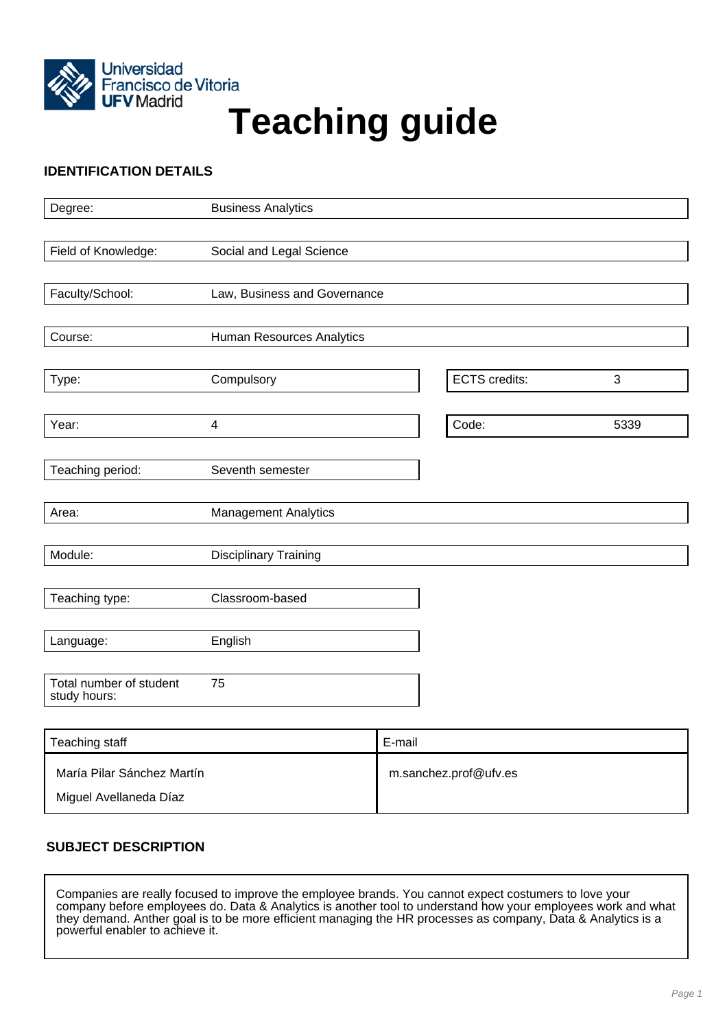Universidad Francisco de Vitoria UFV Madrid

# Teaching guide

## IDENTIFICATION DETAILS

| | |
|---|---|
| Degree: | Business Analytics |
| Field of Knowledge: | Social and Legal Science |
| Faculty/School: | Law, Business and Governance |
| Course: | Human Resources Analytics |
| Type: | Compulsory |
| ECTS credits: | 3 |
| Year: | 4 |
| Code: | 5339 |
| Teaching period: | Seventh semester |
| Area: | Management Analytics |
| Module: | Disciplinary Training |
| Teaching type: | Classroom-based |
| Language: | English |
| Total number of student study hours: | 75 |

| Teaching staff | E-mail |
|---|---|
| María Pilar Sánchez Martín | m.sanchez.prof@ufv.es |
| Miguel Avellaneda Díaz | |

## SUBJECT DESCRIPTION

Companies are really focused to improve the employee brands. You cannot expect costumers to love your company before employees do. Data & Analytics is another tool to understand how your employees work and what they demand. Anther goal is to be more efficient managing the HR processes as company, Data & Analytics is a powerful enabler to achieve it.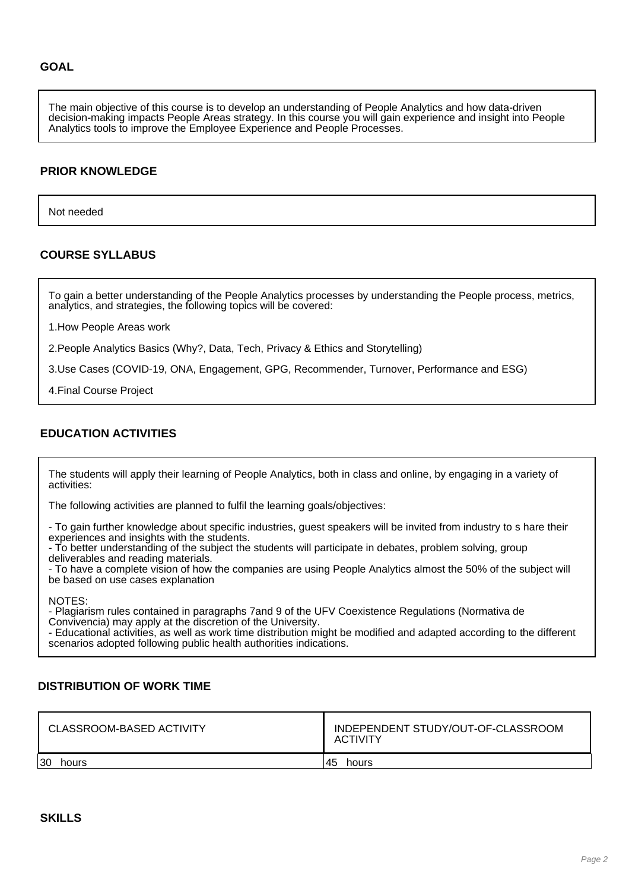## GOAL

The main objective of this course is to develop an understanding of People Analytics and how data-driven decision-making impacts People Areas strategy. In this course you will gain experience and insight into People Analytics tools to improve the Employee Experience and People Processes.

## PRIOR KNOWLEDGE

Not needed

## COURSE SYLLABUS

To gain a better understanding of the People Analytics processes by understanding the People process, metrics, analytics, and strategies, the following topics will be covered:

1.How People Areas work

2.People Analytics Basics (Why?, Data, Tech, Privacy & Ethics and Storytelling)

3.Use Cases (COVID-19, ONA, Engagement, GPG, Recommender, Turnover, Performance and ESG)

4.Final Course Project

## EDUCATION ACTIVITIES

The students will apply their learning of People Analytics, both in class and online, by engaging in a variety of activities:

The following activities are planned to fulfil the learning goals/objectives:

- To gain further knowledge about specific industries, guest speakers will be invited from industry to s hare their experiences and insights with the students.
- To better understanding of the subject the students will participate in debates, problem solving, group deliverables and reading materials.
- To have a complete vision of how the companies are using People Analytics almost the 50% of the subject will be based on use cases explanation

NOTES:
- Plagiarism rules contained in paragraphs 7and 9 of the UFV Coexistence Regulations (Normativa de Convivencia) may apply at the discretion of the University.
- Educational activities, as well as work time distribution might be modified and adapted according to the different scenarios adopted following public health authorities indications.

## DISTRIBUTION OF WORK TIME

| CLASSROOM-BASED ACTIVITY | INDEPENDENT STUDY/OUT-OF-CLASSROOM ACTIVITY |
|---|---|
| 30 hours | 45 hours |

## SKILLS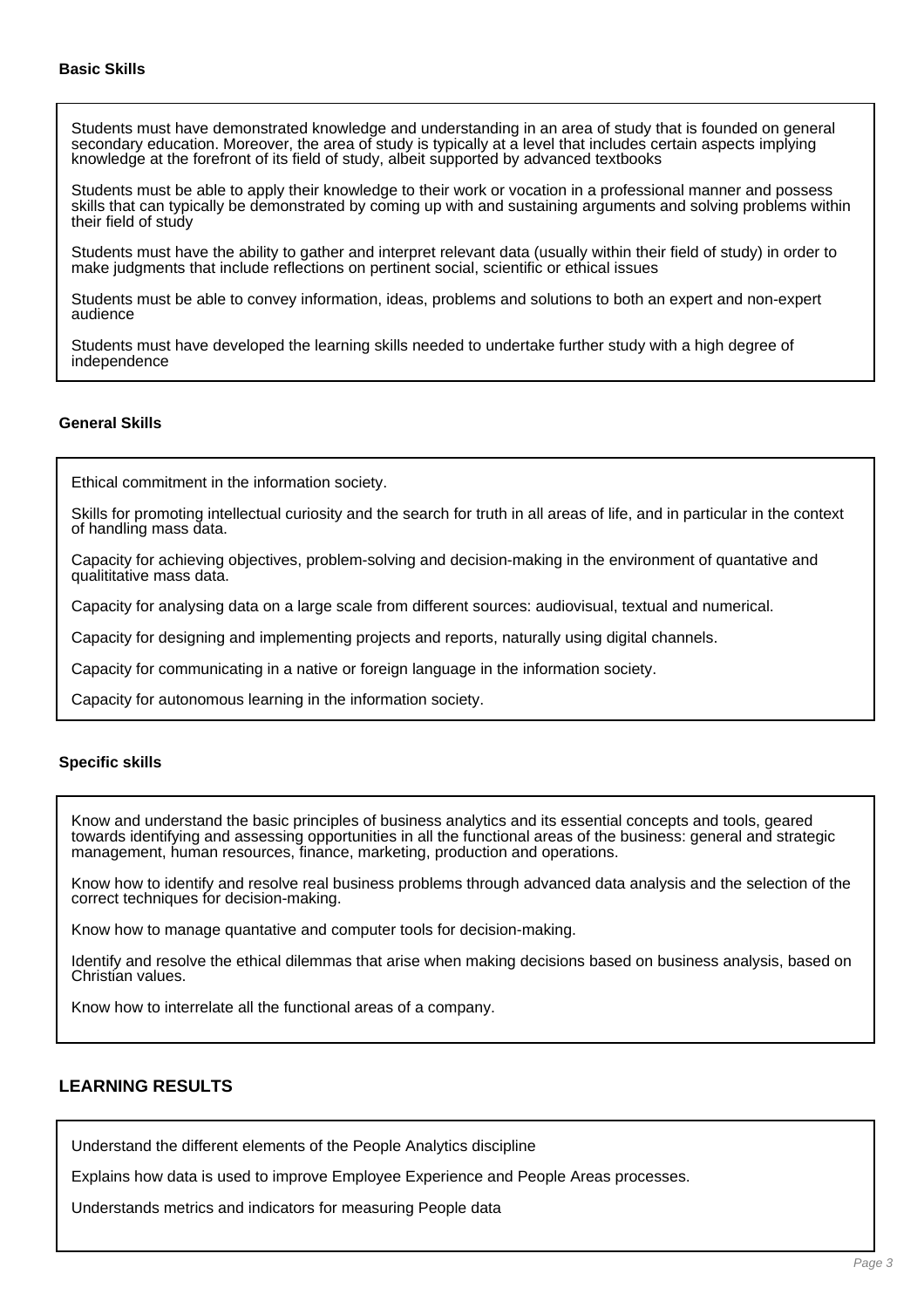### Basic Skills

Students must have demonstrated knowledge and understanding in an area of study that is founded on general secondary education. Moreover, the area of study is typically at a level that includes certain aspects implying knowledge at the forefront of its field of study, albeit supported by advanced textbooks

Students must be able to apply their knowledge to their work or vocation in a professional manner and possess skills that can typically be demonstrated by coming up with and sustaining arguments and solving problems within their field of study

Students must have the ability to gather and interpret relevant data (usually within their field of study) in order to make judgments that include reflections on pertinent social, scientific or ethical issues

Students must be able to convey information, ideas, problems and solutions to both an expert and non-expert audience

Students must have developed the learning skills needed to undertake further study with a high degree of independence

### General Skills

Ethical commitment in the information society.

Skills for promoting intellectual curiosity and the search for truth in all areas of life, and in particular in the context of handling mass data.

Capacity for achieving objectives, problem-solving and decision-making in the environment of quantative and qualititative mass data.

Capacity for analysing data on a large scale from different sources: audiovisual, textual and numerical.

Capacity for designing and implementing projects and reports, naturally using digital channels.

Capacity for communicating in a native or foreign language in the information society.

Capacity for autonomous learning in the information society.

### Specific skills

Know and understand the basic principles of business analytics and its essential concepts and tools, geared towards identifying and assessing opportunities in all the functional areas of the business: general and strategic management, human resources, finance, marketing, production and operations.

Know how to identify and resolve real business problems through advanced data analysis and the selection of the correct techniques for decision-making.

Know how to manage quantative and computer tools for decision-making.

Identify and resolve the ethical dilemmas that arise when making decisions based on business analysis, based on Christian values.

Know how to interrelate all the functional areas of a company.

## LEARNING RESULTS

Understand the different elements of the People Analytics discipline

Explains how data is used to improve Employee Experience and People Areas processes.

Understands metrics and indicators for measuring People data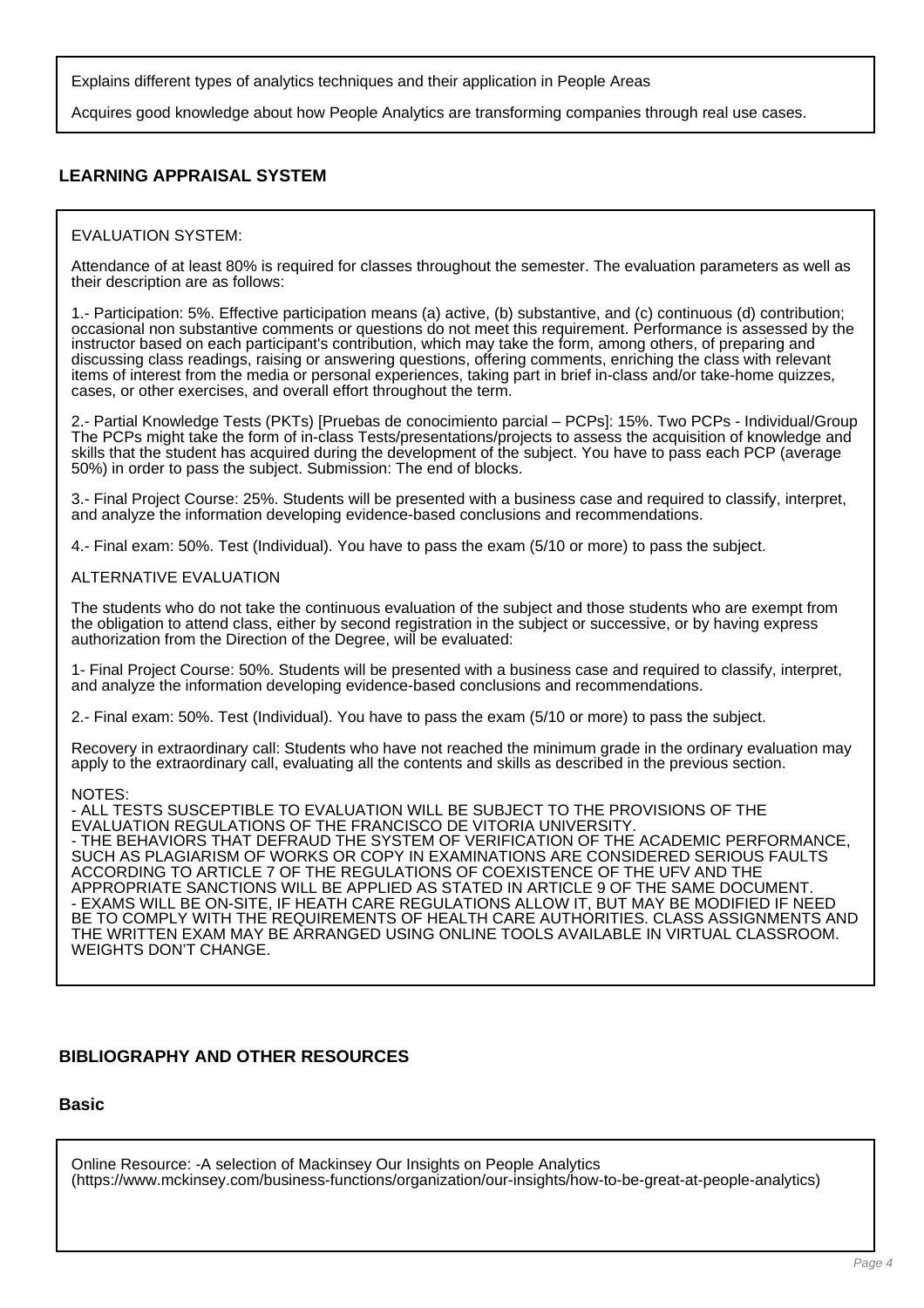Explains different types of analytics techniques and their application in People Areas

Acquires good knowledge about how People Analytics are transforming companies through real use cases.

## LEARNING APPRAISAL SYSTEM

EVALUATION SYSTEM:

Attendance of at least 80% is required for classes throughout the semester. The evaluation parameters as well as their description are as follows:

1.- Participation: 5%. Effective participation means (a) active, (b) substantive, and (c) continuous (d) contribution; occasional non substantive comments or questions do not meet this requirement. Performance is assessed by the instructor based on each participant's contribution, which may take the form, among others, of preparing and discussing class readings, raising or answering questions, offering comments, enriching the class with relevant items of interest from the media or personal experiences, taking part in brief in-class and/or take-home quizzes, cases, or other exercises, and overall effort throughout the term.

2.- Partial Knowledge Tests (PKTs) [Pruebas de conocimiento parcial – PCPs]: 15%. Two PCPs - Individual/Group The PCPs might take the form of in-class Tests/presentations/projects to assess the acquisition of knowledge and skills that the student has acquired during the development of the subject. You have to pass each PCP (average 50%) in order to pass the subject. Submission: The end of blocks.

3.- Final Project Course: 25%. Students will be presented with a business case and required to classify, interpret, and analyze the information developing evidence-based conclusions and recommendations.

4.- Final exam: 50%. Test (Individual). You have to pass the exam (5/10 or more) to pass the subject.

ALTERNATIVE EVALUATION

The students who do not take the continuous evaluation of the subject and those students who are exempt from the obligation to attend class, either by second registration in the subject or successive, or by having express authorization from the Direction of the Degree, will be evaluated:

1- Final Project Course: 50%. Students will be presented with a business case and required to classify, interpret, and analyze the information developing evidence-based conclusions and recommendations.

2.- Final exam: 50%. Test (Individual). You have to pass the exam (5/10 or more) to pass the subject.

Recovery in extraordinary call: Students who have not reached the minimum grade in the ordinary evaluation may apply to the extraordinary call, evaluating all the contents and skills as described in the previous section.

NOTES:
- ALL TESTS SUSCEPTIBLE TO EVALUATION WILL BE SUBJECT TO THE PROVISIONS OF THE EVALUATION REGULATIONS OF THE FRANCISCO DE VITORIA UNIVERSITY.
- THE BEHAVIORS THAT DEFRAUD THE SYSTEM OF VERIFICATION OF THE ACADEMIC PERFORMANCE, SUCH AS PLAGIARISM OF WORKS OR COPY IN EXAMINATIONS ARE CONSIDERED SERIOUS FAULTS ACCORDING TO ARTICLE 7 OF THE REGULATIONS OF COEXISTENCE OF THE UFV AND THE APPROPRIATE SANCTIONS WILL BE APPLIED AS STATED IN ARTICLE 9 OF THE SAME DOCUMENT.
- EXAMS WILL BE ON-SITE, IF HEATH CARE REGULATIONS ALLOW IT, BUT MAY BE MODIFIED IF NEED BE TO COMPLY WITH THE REQUIREMENTS OF HEALTH CARE AUTHORITIES. CLASS ASSIGNMENTS AND THE WRITTEN EXAM MAY BE ARRANGED USING ONLINE TOOLS AVAILABLE IN VIRTUAL CLASSROOM. WEIGHTS DON'T CHANGE.

## BIBLIOGRAPHY AND OTHER RESOURCES

### Basic

Online Resource: -A selection of Mackinsey Our Insights on People Analytics (https://www.mckinsey.com/business-functions/organization/our-insights/how-to-be-great-at-people-analytics)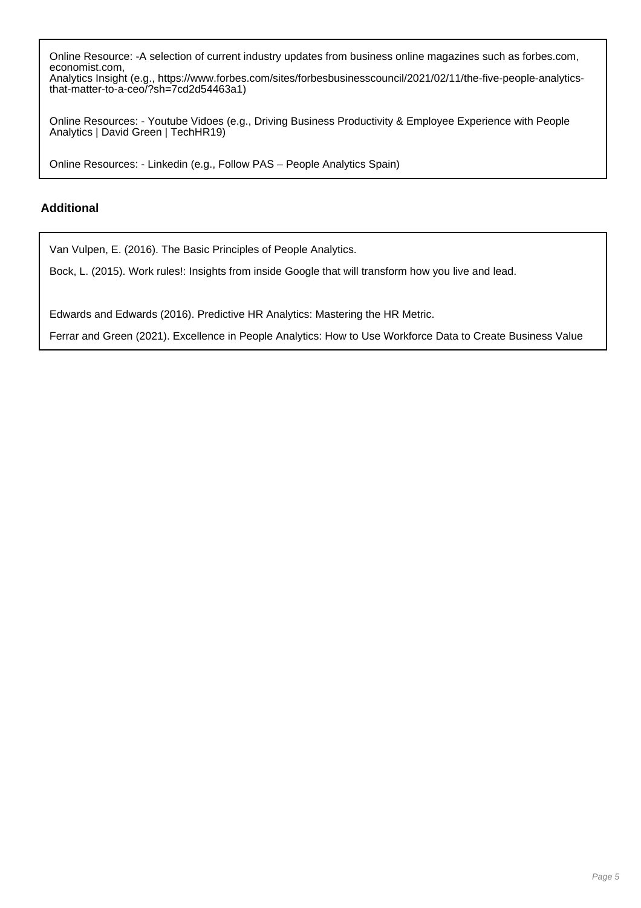Online Resource: -A selection of current industry updates from business online magazines such as forbes.com, economist.com,
Analytics Insight (e.g., https://www.forbes.com/sites/forbesbusinesscouncil/2021/02/11/the-five-people-analytics-that-matter-to-a-ceo/?sh=7cd2d54463a1)

Online Resources: - Youtube Vidoes (e.g., Driving Business Productivity & Employee Experience with People Analytics | David Green | TechHR19)

Online Resources: - Linkedin (e.g., Follow PAS – People Analytics Spain)

### Additional

Van Vulpen, E. (2016). The Basic Principles of People Analytics.

Bock, L. (2015). Work rules!: Insights from inside Google that will transform how you live and lead.

Edwards and Edwards (2016). Predictive HR Analytics: Mastering the HR Metric.

Ferrar and Green (2021). Excellence in People Analytics: How to Use Workforce Data to Create Business Value